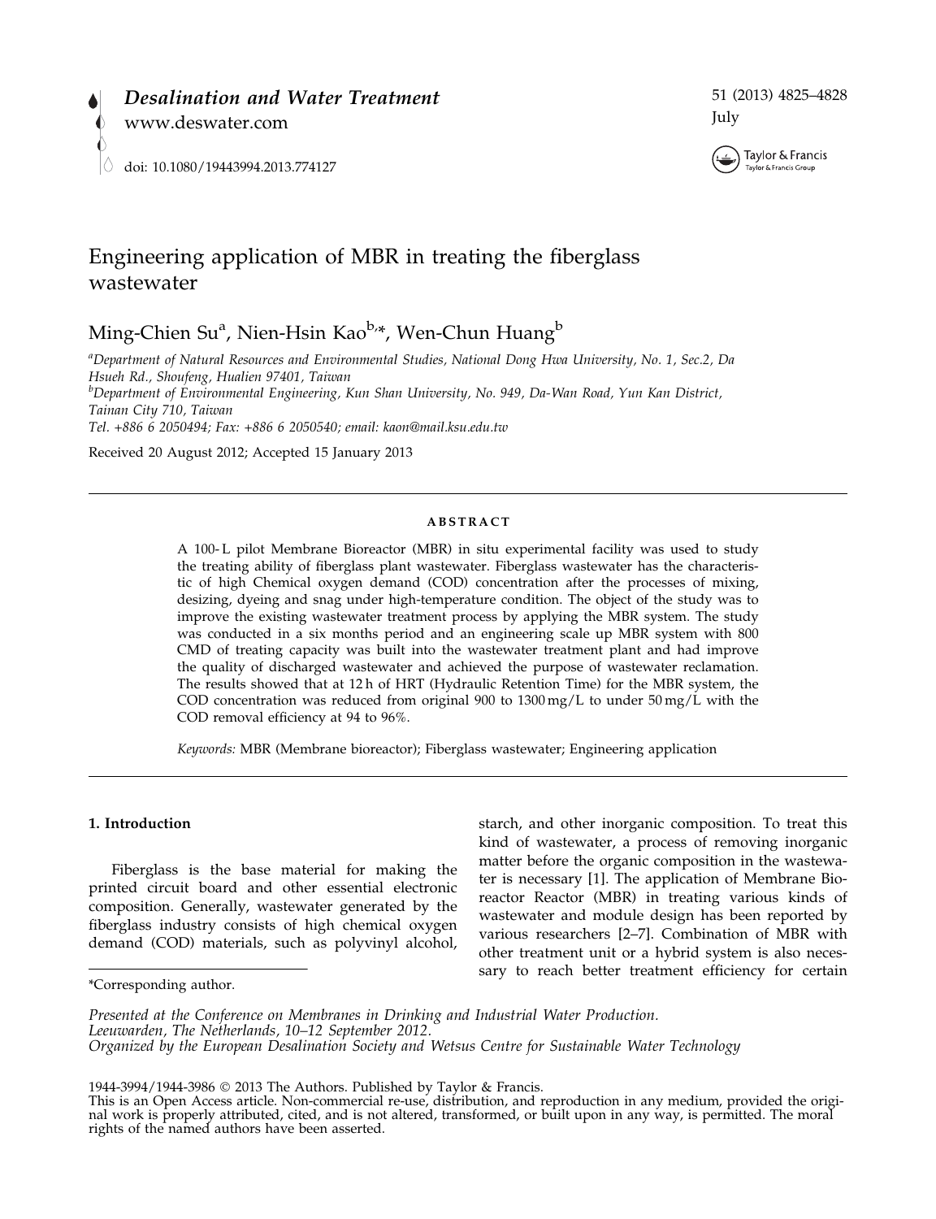# Engineering application of MBR in treating the fiberglass wastewater

Ming-Chien Su[a], Nien-Hsin Kao[b,*], Wen-Chun Huang[b]

[a]*Department of Natural Resources and Environmental Studies, National Dong Hwa University, No. 1, Sec.2, Da Hsueh Rd., Shoufeng, Hualien 97401, Taiwan*

[b]*Department of Environmental Engineering, Kun Shan University, No. 949, Da-Wan Road, Yun Kan District, Tainan City 710, Taiwan*

*Tel. +886 6 2050494; Fax: +886 6 2050540; email: kaon@mail.ksu.edu.tw*

Received 20 August 2012; Accepted 15 January 2013

## ABSTRACT

A 100-L pilot Membrane Bioreactor (MBR) in situ experimental facility was used to study the treating ability of fiberglass plant wastewater. Fiberglass wastewater has the characteristic of high Chemical oxygen demand (COD) concentration after the processes of mixing, desizing, dyeing and snag under high-temperature condition. The object of the study was to improve the existing wastewater treatment process by applying the MBR system. The study was conducted in a six months period and an engineering scale up MBR system with 800 CMD of treating capacity was built into the wastewater treatment plant and had improve the quality of discharged wastewater and achieved the purpose of wastewater reclamation. The results showed that at 12 h of HRT (Hydraulic Retention Time) for the MBR system, the COD concentration was reduced from original 900 to 1300 mg/L to under 50 mg/L with the COD removal efficiency at 94 to 96%.

*Keywords:* MBR (Membrane bioreactor); Fiberglass wastewater; Engineering application

## 1. Introduction

Fiberglass is the base material for making the printed circuit board and other essential electronic composition. Generally, wastewater generated by the fiberglass industry consists of high chemical oxygen demand (COD) materials, such as polyvinyl alcohol, starch, and other inorganic composition. To treat this kind of wastewater, a process of removing inorganic matter before the organic composition in the wastewater is necessary [1]. The application of Membrane Bioreactor Reactor (MBR) in treating various kinds of wastewater and module design has been reported by various researchers [2–7]. Combination of MBR with other treatment unit or a hybrid system is also necessary to reach better treatment efficiency for certain

*Corresponding author.

*Presented at the Conference on Membranes in Drinking and Industrial Water Production. Leeuwarden, The Netherlands, 10–12 September 2012. Organized by the European Desalination Society and Wetsus Centre for Sustainable Water Technology*

1944-3994/1944-3986 © 2013 The Authors. Published by Taylor & Francis.
This is an Open Access article. Non-commercial re-use, distribution, and reproduction in any medium, provided the original work is properly attributed, cited, and is not altered, transformed, or built upon in any way, is permitted. The moral rights of the named authors have been asserted.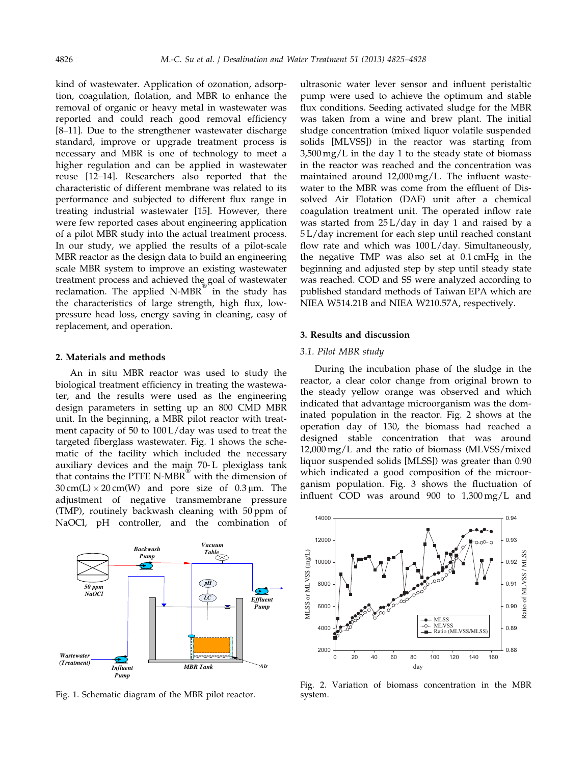kind of wastewater. Application of ozonation, adsorption, coagulation, flotation, and MBR to enhance the removal of organic or heavy metal in wastewater was reported and could reach good removal efficiency [8–11]. Due to the strengthener wastewater discharge standard, improve or upgrade treatment process is necessary and MBR is one of technology to meet a higher regulation and can be applied in wastewater reuse [12–14]. Researchers also reported that the characteristic of different membrane was related to its performance and subjected to different flux range in treating industrial wastewater [15]. However, there were few reported cases about engineering application of a pilot MBR study into the actual treatment process. In our study, we applied the results of a pilot-scale MBR reactor as the design data to build an engineering scale MBR system to improve an existing wastewater treatment process and achieved the goal of wastewater reclamation. The applied N-MBR® in the study has the characteristics of large strength, high flux, low-pressure head loss, energy saving in cleaning, easy of replacement, and operation.

## 2. Materials and methods

An in situ MBR reactor was used to study the biological treatment efficiency in treating the wastewater, and the results were used as the engineering design parameters in setting up an 800 CMD MBR unit. In the beginning, a MBR pilot reactor with treatment capacity of 50 to 100 L/day was used to treat the targeted fiberglass wastewater. Fig. 1 shows the schematic of the facility which included the necessary auxiliary devices and the main 70-L plexiglass tank that contains the PTFE N-MBR® with the dimension of 30 cm(L) × 20 cm(W) and pore size of 0.3 μm. The adjustment of negative transmembrane pressure (TMP), routinely backwash cleaning with 50 ppm of NaOCl, pH controller, and the combination of ultrasonic water lever sensor and influent peristaltic pump were used to achieve the optimum and stable flux conditions. Seeding activated sludge for the MBR was taken from a wine and brew plant. The initial sludge concentration (mixed liquor volatile suspended solids [MLVSS]) in the reactor was starting from 3,500 mg/L in the day 1 to the steady state of biomass in the reactor was reached and the concentration was maintained around 12,000 mg/L. The influent wastewater to the MBR was come from the effluent of Dissolved Air Flotation (DAF) unit after a chemical coagulation treatment unit. The operated inflow rate was started from 25 L/day in day 1 and raised by a 5 L/day increment for each step until reached constant flow rate and which was 100 L/day. Simultaneously, the negative TMP was also set at 0.1 cmHg in the beginning and adjusted step by step until steady state was reached. COD and SS were analyzed according to published standard methods of Taiwan EPA which are NIEA W514.21B and NIEA W210.57A, respectively.

Fig. 1. Schematic diagram of the MBR pilot reactor.

## 3. Results and discussion

### 3.1. Pilot MBR study

During the incubation phase of the sludge in the reactor, a clear color change from original brown to the steady yellow orange was observed and which indicated that advantage microorganism was the dominated population in the reactor. Fig. 2 shows at the operation day of 130, the biomass had reached a designed stable concentration that was around 12,000 mg/L and the ratio of biomass (MLVSS/mixed liquor suspended solids [MLSS]) was greater than 0.90 which indicated a good composition of the microorganism population. Fig. 3 shows the fluctuation of influent COD was around 900 to 1,300 mg/L and

Fig. 2. Variation of biomass concentration in the MBR system.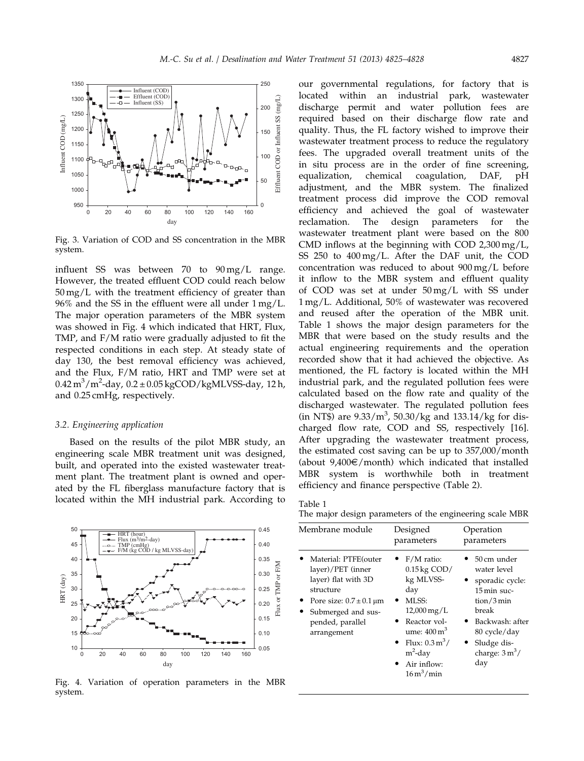Fig. 3. Variation of COD and SS concentration in the MBR system.

influent SS was between 70 to 90 mg/L range. However, the treated effluent COD could reach below 50 mg/L with the treatment efficiency of greater than 96% and the SS in the effluent were all under 1 mg/L. The major operation parameters of the MBR system was showed in Fig. 4 which indicated that HRT, Flux, TMP, and F/M ratio were gradually adjusted to fit the respected conditions in each step. At steady state of day 130, the best removal efficiency was achieved, and the Flux, F/M ratio, HRT and TMP were set at $0.42\,m^3/m^2$-day, $0.2 \pm 0.05$ kgCOD/kgMLVSS-day, 12 h, and 0.25 cmHg, respectively.

### 3.2. Engineering application

Based on the results of the pilot MBR study, an engineering scale MBR treatment unit was designed, built, and operated into the existed wastewater treatment plant. The treatment plant is owned and operated by the FL fiberglass manufacture factory that is located within the MH industrial park. According to our governmental regulations, for factory that is located within an industrial park, wastewater discharge permit and water pollution fees are required based on their discharge flow rate and quality. Thus, the FL factory wished to improve their wastewater treatment process to reduce the regulatory fees. The upgraded overall treatment units of the in situ process are in the order of fine screening, equalization, chemical coagulation, DAF, pH adjustment, and the MBR system. The finalized treatment process did improve the COD removal efficiency and achieved the goal of wastewater reclamation. The design parameters for the wastewater treatment plant were based on the 800 CMD inflows at the beginning with COD 2,300 mg/L, SS 250 to 400 mg/L. After the DAF unit, the COD concentration was reduced to about 900 mg/L before it inflow to the MBR system and effluent quality of COD was set at under 50 mg/L with SS under 1 mg/L. Additional, 50% of wastewater was recovered and reused after the operation of the MBR unit. Table 1 shows the major design parameters for the MBR that were based on the study results and the actual engineering requirements and the operation recorded show that it had achieved the objective. As mentioned, the FL factory is located within the MH industrial park, and the regulated pollution fees were calculated based on the flow rate and quality of the discharged wastewater. The regulated pollution fees (in NT$) are $9.33/m^3$, 50.30/kg and 133.14/kg for discharged flow rate, COD and SS, respectively [16]. After upgrading the wastewater treatment process, the estimated cost saving can be up to 357,000/month (about 9,400€/month) which indicated that installed MBR system is worthwhile both in treatment efficiency and finance perspective (Table 2).

Fig. 4. Variation of operation parameters in the MBR system.

Table 1
The major design parameters of the engineering scale MBR

| Membrane module | Designed parameters | Operation parameters |
|---|---|---|
| • Material: PTFE(outer layer)/PET (inner layer) flat with 3D structure<br>• Pore size: $0.7 \pm 0.1\,\mu m$<br>• Submerged and suspended, parallel arrangement | • F/M ratio: 0.15 kg COD/kg MLVSS-day<br>• MLSS: 12,000 mg/L<br>• Reactor volume: $400\,m^3$<br>• Flux: $0.3\,m^3/m^2$-day<br>• Air inflow: $16\,m^3/min$ | • 50 cm under water level<br>• sporadic cycle: 15 min suction/3 min break<br>• Backwash: after 80 cycle/day<br>• Sludge discharge: $3\,m^3$/day |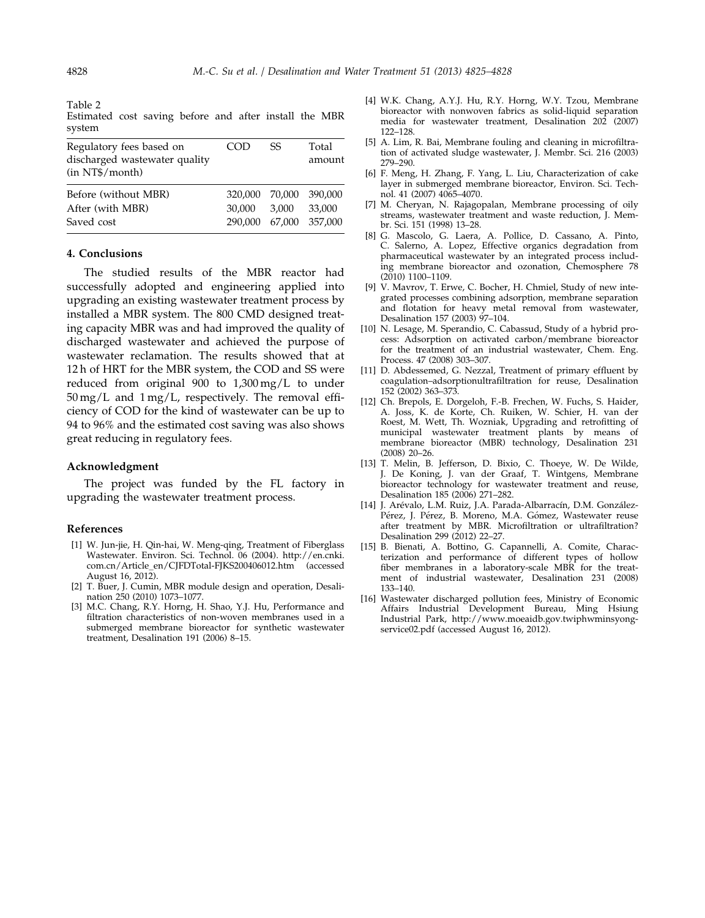Table 2
Estimated cost saving before and after install the MBR system

| Regulatory fees based on discharged wastewater quality (in NT$/month) | COD | SS | Total amount |
|---|---|---|---|
| Before (without MBR) | 320,000 | 70,000 | 390,000 |
| After (with MBR) | 30,000 | 3,000 | 33,000 |
| Saved cost | 290,000 | 67,000 | 357,000 |

## 4. Conclusions

The studied results of the MBR reactor had successfully adopted and engineering applied into upgrading an existing wastewater treatment process by installed a MBR system. The 800 CMD designed treating capacity MBR was and had improved the quality of discharged wastewater and achieved the purpose of wastewater reclamation. The results showed that at 12 h of HRT for the MBR system, the COD and SS were reduced from original 900 to 1,300 mg/L to under 50 mg/L and 1 mg/L, respectively. The removal efficiency of COD for the kind of wastewater can be up to 94 to 96% and the estimated cost saving was also shows great reducing in regulatory fees.

## Acknowledgment

The project was funded by the FL factory in upgrading the wastewater treatment process.

## References

[1] W. Jun-jie, H. Qin-hai, W. Meng-qing, Treatment of Fiberglass Wastewater. Environ. Sci. Technol. 06 (2004). http://en.cnki.com.cn/Article_en/CJFDTotal-FJKS200406012.htm (accessed August 16, 2012).

[2] T. Buer, J. Cumin, MBR module design and operation, Desalination 250 (2010) 1073–1077.

[3] M.C. Chang, R.Y. Horng, H. Shao, Y.J. Hu, Performance and filtration characteristics of non-woven membranes used in a submerged membrane bioreactor for synthetic wastewater treatment, Desalination 191 (2006) 8–15.

[4] W.K. Chang, A.Y.J. Hu, R.Y. Horng, W.Y. Tzou, Membrane bioreactor with nonwoven fabrics as solid-liquid separation media for wastewater treatment, Desalination 202 (2007) 122–128.

[5] A. Lim, R. Bai, Membrane fouling and cleaning in microfiltration of activated sludge wastewater, J. Membr. Sci. 216 (2003) 279–290.

[6] F. Meng, H. Zhang, F. Yang, L. Liu, Characterization of cake layer in submerged membrane bioreactor, Environ. Sci. Technol. 41 (2007) 4065–4070.

[7] M. Cheryan, N. Rajagopalan, Membrane processing of oily streams, wastewater treatment and waste reduction, J. Membr. Sci. 151 (1998) 13–28.

[8] G. Mascolo, G. Laera, A. Pollice, D. Cassano, A. Pinto, C. Salerno, A. Lopez, Effective organics degradation from pharmaceutical wastewater by an integrated process including membrane bioreactor and ozonation, Chemosphere 78 (2010) 1100–1109.

[9] V. Mavrov, T. Erwe, C. Bocher, H. Chmiel, Study of new integrated processes combining adsorption, membrane separation and flotation for heavy metal removal from wastewater, Desalination 157 (2003) 97–104.

[10] N. Lesage, M. Sperandio, C. Cabassud, Study of a hybrid process: Adsorption on activated carbon/membrane bioreactor for the treatment of an industrial wastewater, Chem. Eng. Process. 47 (2008) 303–307.

[11] D. Abdessemed, G. Nezzal, Treatment of primary effluent by coagulation–adsorptionultrafiltration for reuse, Desalination 152 (2002) 363–373.

[12] Ch. Brepols, E. Dorgeloh, F.-B. Frechen, W. Fuchs, S. Haider, A. Joss, K. de Korte, Ch. Ruiken, W. Schier, H. van der Roest, M. Wett, Th. Wozniak, Upgrading and retrofitting of municipal wastewater treatment plants by means of membrane bioreactor (MBR) technology, Desalination 231 (2008) 20–26.

[13] T. Melin, B. Jefferson, D. Bixio, C. Thoeye, W. De Wilde, J. De Koning, J. van der Graaf, T. Wintgens, Membrane bioreactor technology for wastewater treatment and reuse, Desalination 185 (2006) 271–282.

[14] J. Arévalo, L.M. Ruiz, J.A. Parada-Albarracín, D.M. González-Pérez, J. Pérez, B. Moreno, M.A. Gómez, Wastewater reuse after treatment by MBR. Microfiltration or ultrafiltration? Desalination 299 (2012) 22–27.

[15] B. Bienati, A. Bottino, G. Capannelli, A. Comite, Characterization and performance of different types of hollow fiber membranes in a laboratory-scale MBR for the treatment of industrial wastewater, Desalination 231 (2008) 133–140.

[16] Wastewater discharged pollution fees, Ministry of Economic Affairs Industrial Development Bureau, Ming Hsiung Industrial Park, http://www.moeaidb.gov.twiphwminsyong-service02.pdf (accessed August 16, 2012).